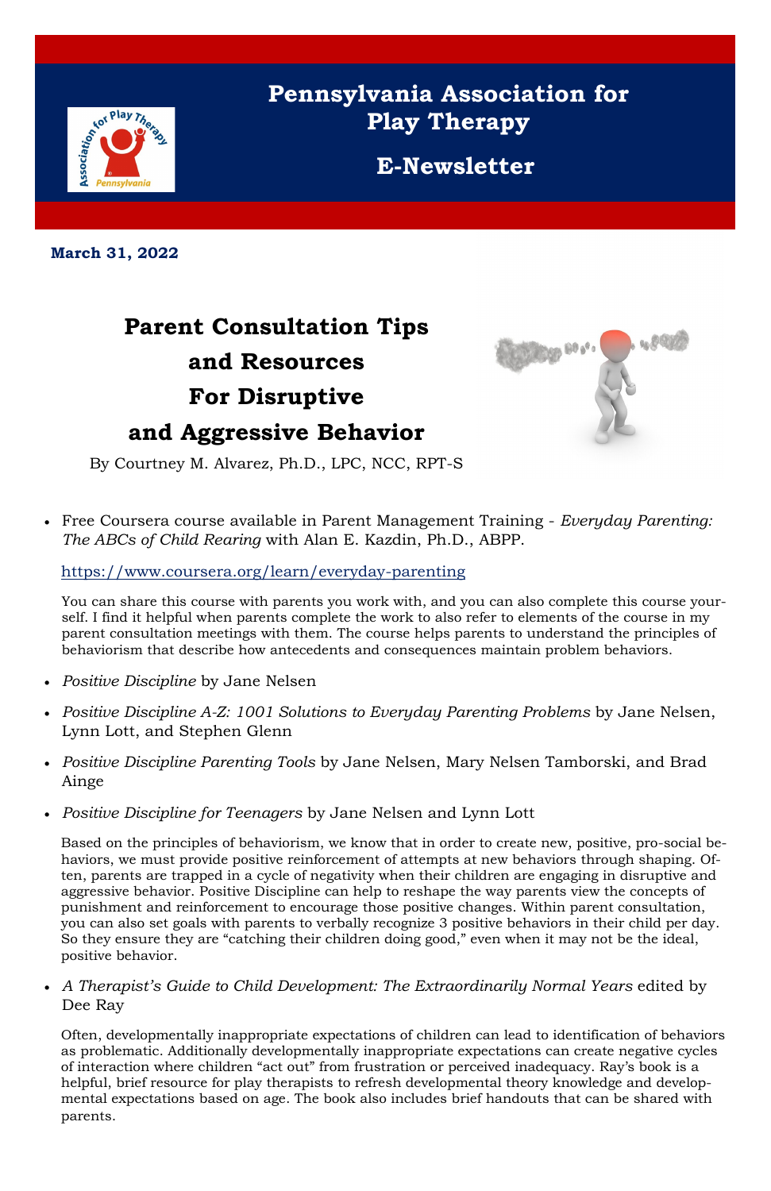# Pennsylvania Association for Play Therapy

## E-Newsletter

**March 31, 2022**

## Parent Consultation Tips and Resources For Disruptive and Aggressive Behavior

By Courtney M. Alvarez, Ph.D., LPC, NCC, RPT-S

- Free Coursera course available in Parent Management Training - *Everyday Parenting: The ABCs of Child Rearing* with Alan E. Kazdin, Ph.D., ABPP.

  https://www.coursera.org/learn/everyday-parenting

  You can share this course with parents you work with, and you can also complete this course yourself. I find it helpful when parents complete the work to also refer to elements of the course in my parent consultation meetings with them. The course helps parents to understand the principles of behaviorism that describe how antecedents and consequences maintain problem behaviors.

- *Positive Discipline* by Jane Nelsen
- *Positive Discipline A-Z: 1001 Solutions to Everyday Parenting Problems* by Jane Nelsen, Lynn Lott, and Stephen Glenn
- *Positive Discipline Parenting Tools* by Jane Nelsen, Mary Nelsen Tamborski, and Brad Ainge
- *Positive Discipline for Teenagers* by Jane Nelsen and Lynn Lott

  Based on the principles of behaviorism, we know that in order to create new, positive, pro-social behaviors, we must provide positive reinforcement of attempts at new behaviors through shaping. Often, parents are trapped in a cycle of negativity when their children are engaging in disruptive and aggressive behavior. Positive Discipline can help to reshape the way parents view the concepts of punishment and reinforcement to encourage those positive changes. Within parent consultation, you can also set goals with parents to verbally recognize 3 positive behaviors in their child per day. So they ensure they are "catching their children doing good," even when it may not be the ideal, positive behavior.

- *A Therapist's Guide to Child Development: The Extraordinarily Normal Years* edited by Dee Ray

  Often, developmentally inappropriate expectations of children can lead to identification of behaviors as problematic. Additionally developmentally inappropriate expectations can create negative cycles of interaction where children "act out" from frustration or perceived inadequacy. Ray's book is a helpful, brief resource for play therapists to refresh developmental theory knowledge and developmental expectations based on age. The book also includes brief handouts that can be shared with parents.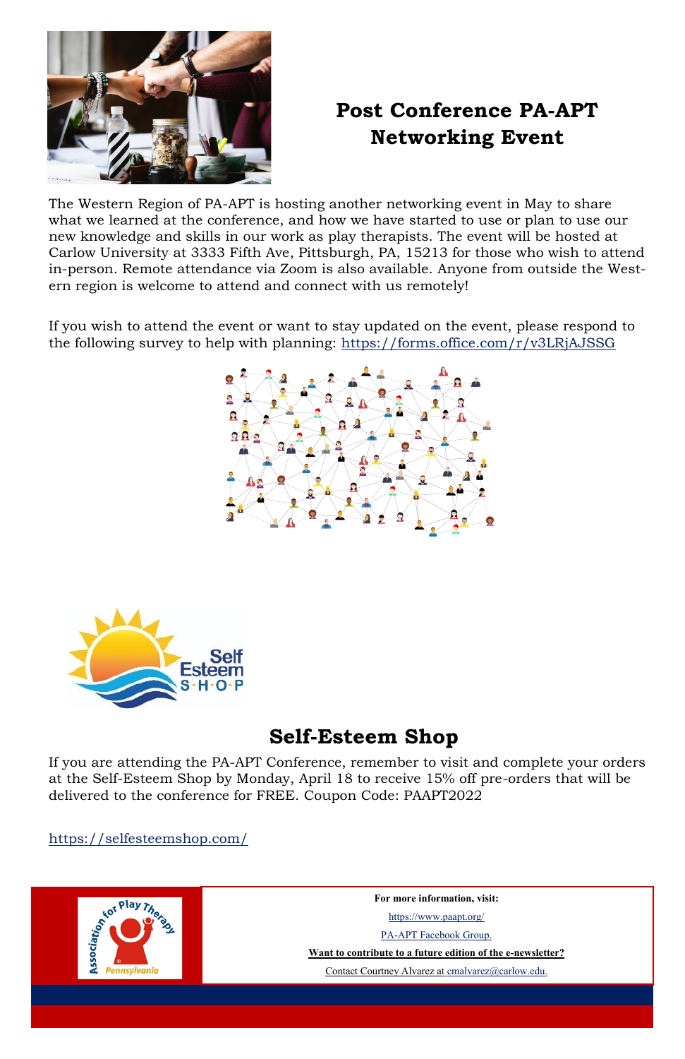## Post Conference PA-APT Networking Event

The Western Region of PA-APT is hosting another networking event in May to share what we learned at the conference, and how we have started to use or plan to use our new knowledge and skills in our work as play therapists. The event will be hosted at Carlow University at 3333 Fifth Ave, Pittsburgh, PA, 15213 for those who wish to attend in-person. Remote attendance via Zoom is also available. Anyone from outside the Western region is welcome to attend and connect with us remotely!

If you wish to attend the event or want to stay updated on the event, please respond to the following survey to help with planning: https://forms.office.com/r/v3LRjAJSSG

Self Esteem S·H·O·P

## Self-Esteem Shop

If you are attending the PA-APT Conference, remember to visit and complete your orders at the Self-Esteem Shop by Monday, April 18 to receive 15% off pre-orders that will be delivered to the conference for FREE. Coupon Code: PAAPT2022

https://selfesteemshop.com/

Association for Play Therapy Pennsylvania

**For more information, visit:**

https://www.paapt.org/

PA-APT Facebook Group.

**Want to contribute to a future edition of the e-newsletter?**

Contact Courtney Alvarez at cmalvarez@carlow.edu.